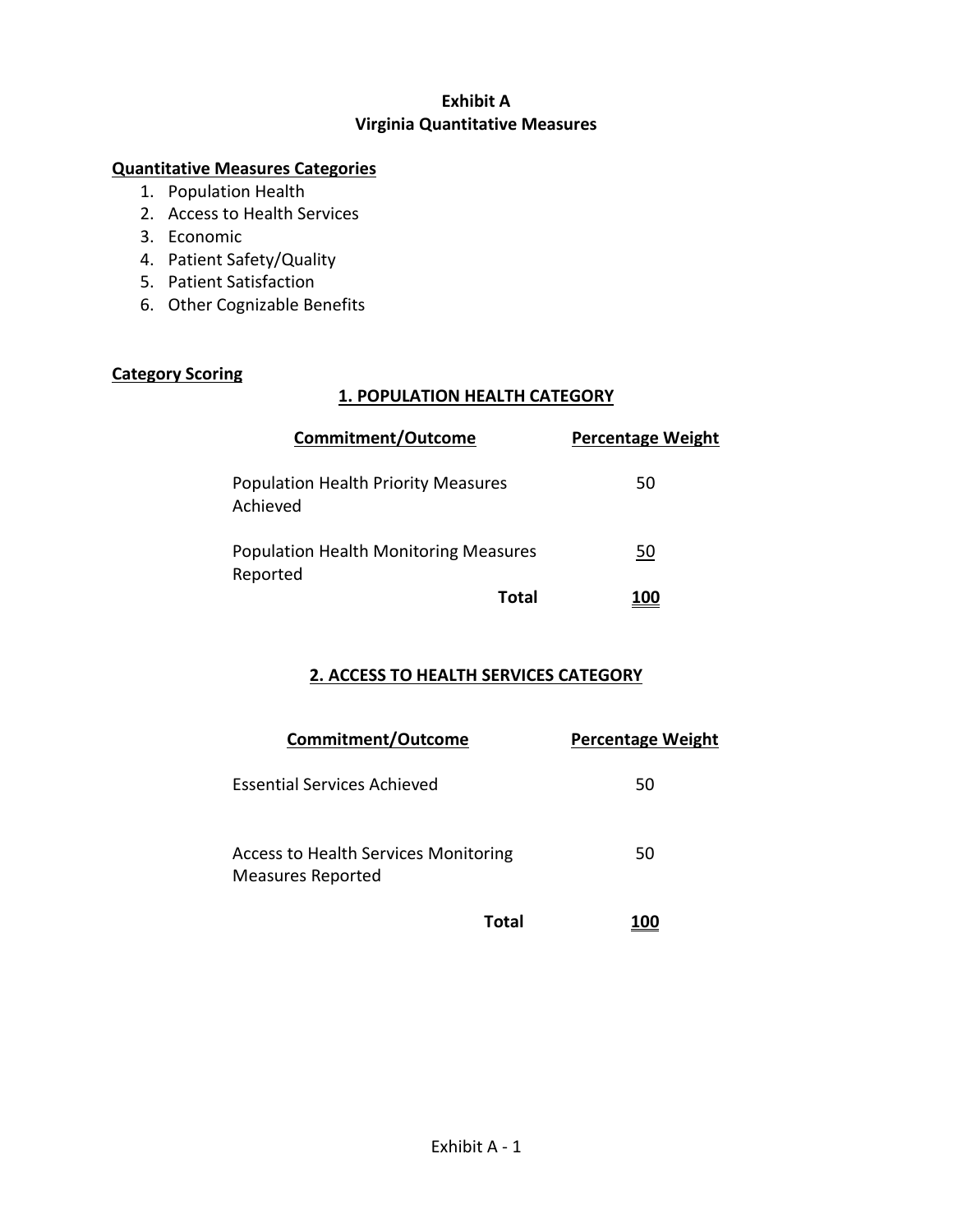# Exhibit A
# Virginia Quantitative Measures

**Quantitative Measures Categories**

1. Population Health
2. Access to Health Services
3. Economic
4. Patient Safety/Quality
5. Patient Satisfaction
6. Other Cognizable Benefits

**Category Scoring**

## 1. POPULATION HEALTH CATEGORY

| Commitment/Outcome | Percentage Weight |
|---|---|
| Population Health Priority Measures Achieved | 50 |
| Population Health Monitoring Measures Reported | 50 |
| **Total** | **100** |

## 2. ACCESS TO HEALTH SERVICES CATEGORY

| Commitment/Outcome | Percentage Weight |
|---|---|
| Essential Services Achieved | 50 |
| Access to Health Services Monitoring Measures Reported | 50 |
| **Total** | **100** |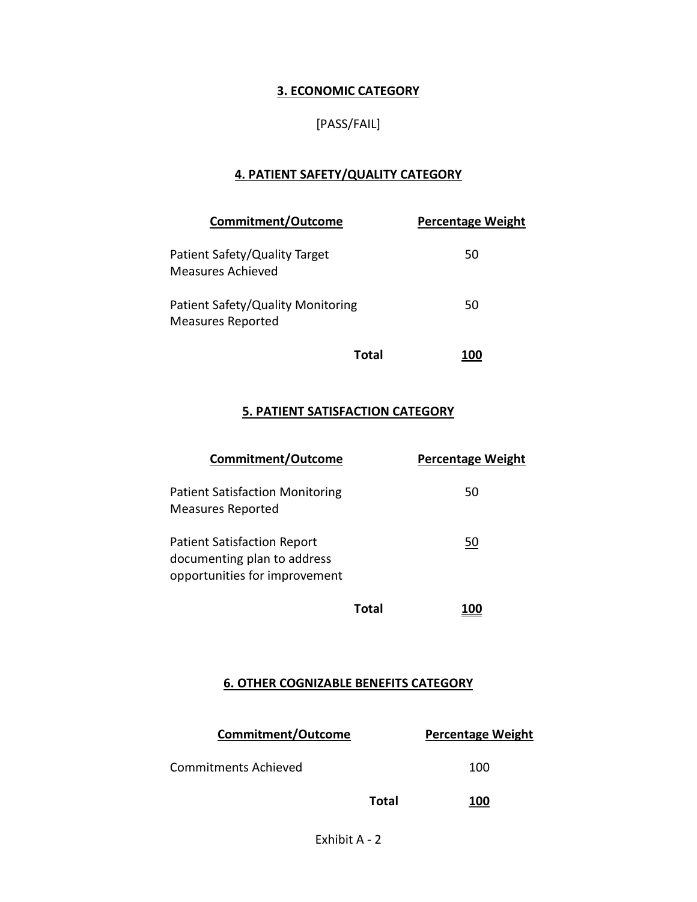## 3. ECONOMIC CATEGORY

[PASS/FAIL]

## 4. PATIENT SAFETY/QUALITY CATEGORY

| Commitment/Outcome | Percentage Weight |
|---|---|
| Patient Safety/Quality Target Measures Achieved | 50 |
| Patient Safety/Quality Monitoring Measures Reported | 50 |
| **Total** | **100** |

## 5. PATIENT SATISFACTION CATEGORY

| Commitment/Outcome | Percentage Weight |
|---|---|
| Patient Satisfaction Monitoring Measures Reported | 50 |
| Patient Satisfaction Report documenting plan to address opportunities for improvement | 50 |
| **Total** | **100** |

## 6. OTHER COGNIZABLE BENEFITS CATEGORY

| Commitment/Outcome | Percentage Weight |
|---|---|
| Commitments Achieved | 100 |
| **Total** | **100** |

Exhibit A - 2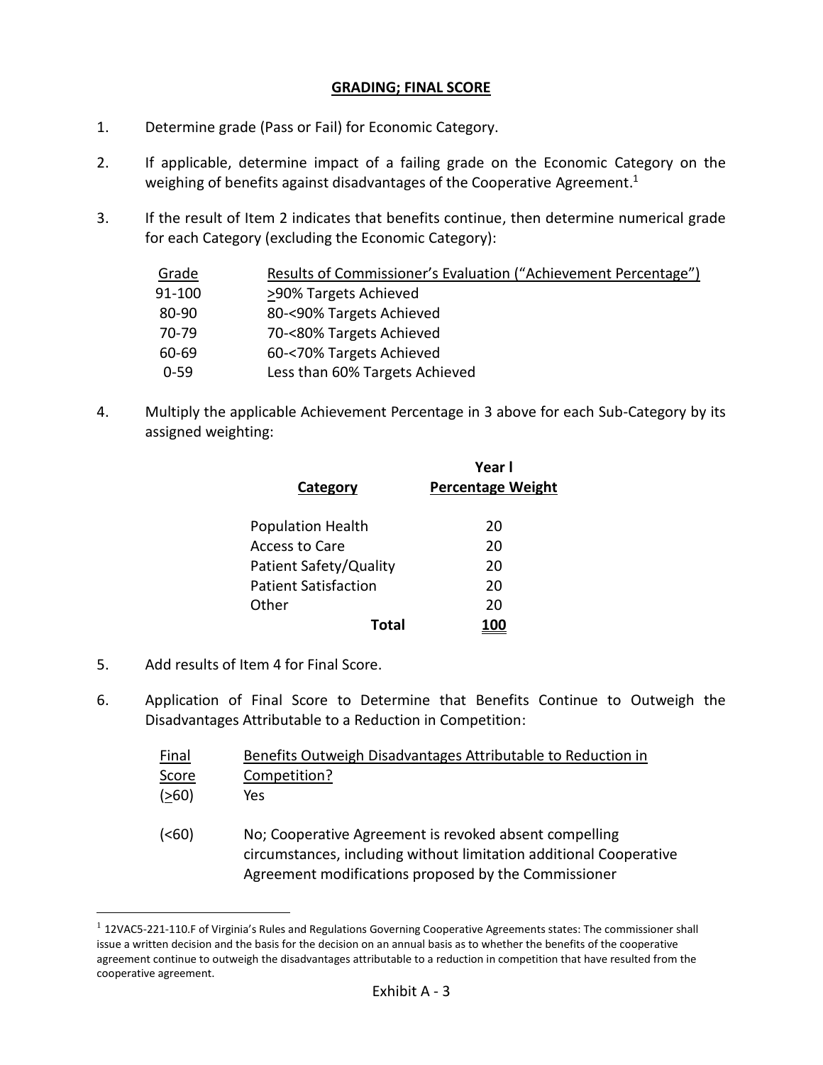## GRADING; FINAL SCORE

1. Determine grade (Pass or Fail) for Economic Category.

2. If applicable, determine impact of a failing grade on the Economic Category on the weighing of benefits against disadvantages of the Cooperative Agreement.[1]

3. If the result of Item 2 indicates that benefits continue, then determine numerical grade for each Category (excluding the Economic Category):

| Grade | Results of Commissioner's Evaluation ("Achievement Percentage") |
|---|---|
| 91-100 | ≥90% Targets Achieved |
| 80-90 | 80-<90% Targets Achieved |
| 70-79 | 70-<80% Targets Achieved |
| 60-69 | 60-<70% Targets Achieved |
| 0-59 | Less than 60% Targets Achieved |

4. Multiply the applicable Achievement Percentage in 3 above for each Sub-Category by its assigned weighting:

| Category | Year I Percentage Weight |
|---|---|
| Population Health | 20 |
| Access to Care | 20 |
| Patient Safety/Quality | 20 |
| Patient Satisfaction | 20 |
| Other | 20 |
| **Total** | **100** |

5. Add results of Item 4 for Final Score.

6. Application of Final Score to Determine that Benefits Continue to Outweigh the Disadvantages Attributable to a Reduction in Competition:

| Final Score | Benefits Outweigh Disadvantages Attributable to Reduction in Competition? |
|---|---|
| (≥60) | Yes |
| (<60) | No; Cooperative Agreement is revoked absent compelling circumstances, including without limitation additional Cooperative Agreement modifications proposed by the Commissioner |

---

[1] 12VAC5-221-110.F of Virginia's Rules and Regulations Governing Cooperative Agreements states: The commissioner shall issue a written decision and the basis for the decision on an annual basis as to whether the benefits of the cooperative agreement continue to outweigh the disadvantages attributable to a reduction in competition that have resulted from the cooperative agreement.

Exhibit A - 3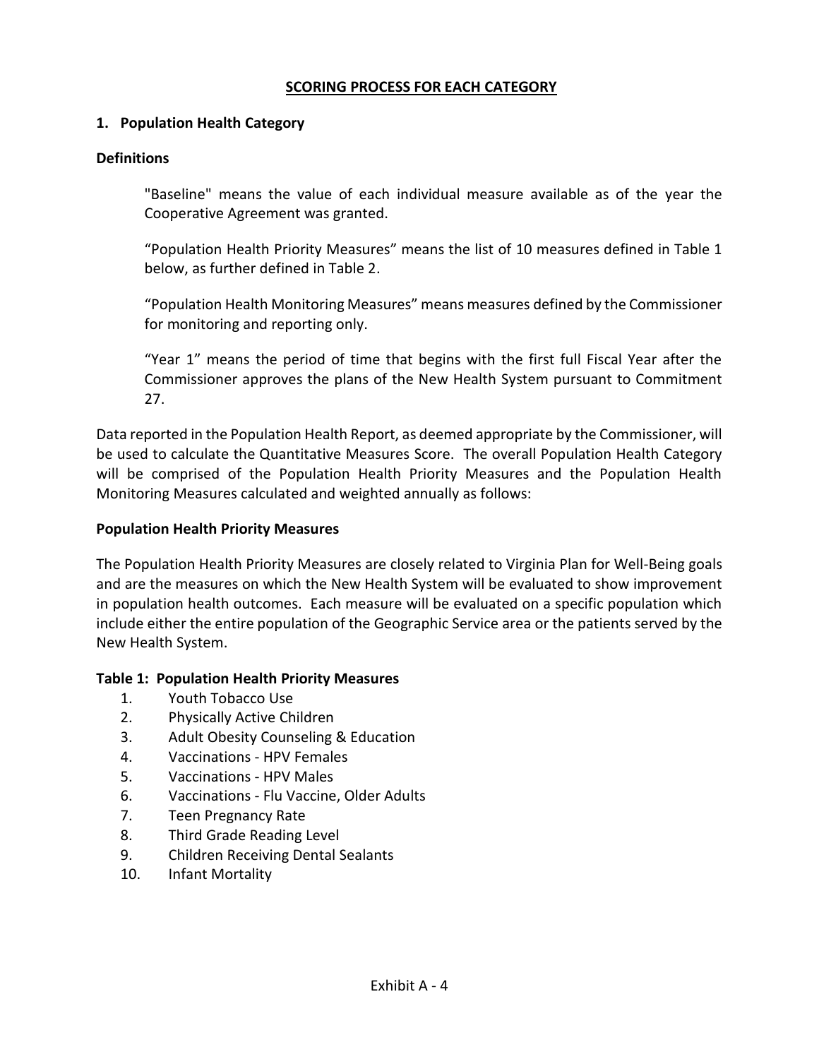## SCORING PROCESS FOR EACH CATEGORY

### 1. Population Health Category

#### Definitions

"Baseline" means the value of each individual measure available as of the year the Cooperative Agreement was granted.

"Population Health Priority Measures" means the list of 10 measures defined in Table 1 below, as further defined in Table 2.

"Population Health Monitoring Measures" means measures defined by the Commissioner for monitoring and reporting only.

"Year 1" means the period of time that begins with the first full Fiscal Year after the Commissioner approves the plans of the New Health System pursuant to Commitment 27.

Data reported in the Population Health Report, as deemed appropriate by the Commissioner, will be used to calculate the Quantitative Measures Score. The overall Population Health Category will be comprised of the Population Health Priority Measures and the Population Health Monitoring Measures calculated and weighted annually as follows:

#### Population Health Priority Measures

The Population Health Priority Measures are closely related to Virginia Plan for Well-Being goals and are the measures on which the New Health System will be evaluated to show improvement in population health outcomes. Each measure will be evaluated on a specific population which include either the entire population of the Geographic Service area or the patients served by the New Health System.

**Table 1: Population Health Priority Measures**

1. Youth Tobacco Use
2. Physically Active Children
3. Adult Obesity Counseling & Education
4. Vaccinations - HPV Females
5. Vaccinations - HPV Males
6. Vaccinations - Flu Vaccine, Older Adults
7. Teen Pregnancy Rate
8. Third Grade Reading Level
9. Children Receiving Dental Sealants
10. Infant Mortality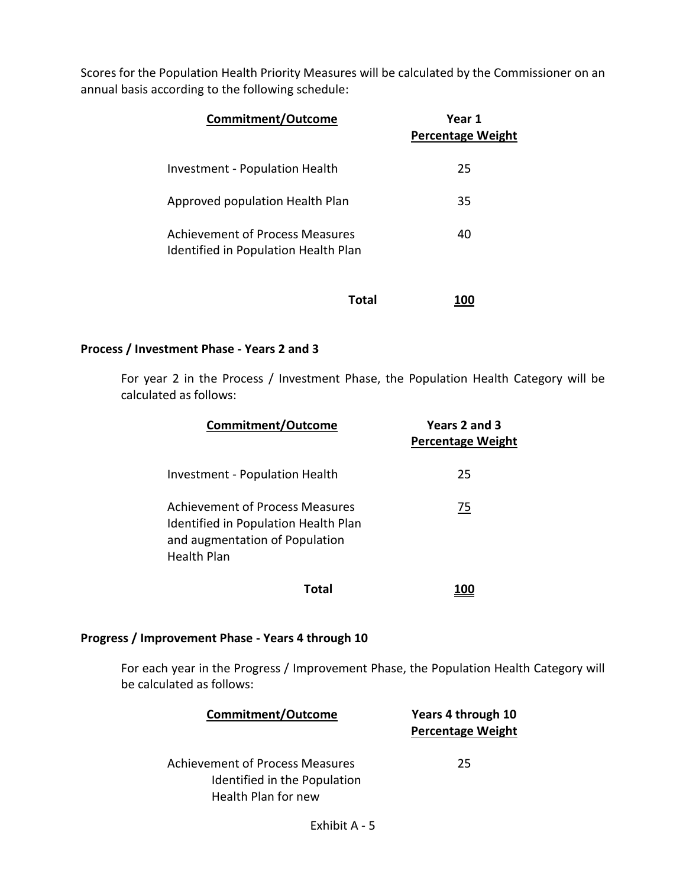Scores for the Population Health Priority Measures will be calculated by the Commissioner on an annual basis according to the following schedule:

| Commitment/Outcome | Year 1 Percentage Weight |
|---|---|
| Investment - Population Health | 25 |
| Approved population Health Plan | 35 |
| Achievement of Process Measures Identified in Population Health Plan | 40 |
| **Total** | 100 |

### Process / Investment Phase - Years 2 and 3

For year 2 in the Process / Investment Phase, the Population Health Category will be calculated as follows:

| Commitment/Outcome | Years 2 and 3 Percentage Weight |
|---|---|
| Investment - Population Health | 25 |
| Achievement of Process Measures Identified in Population Health Plan and augmentation of Population Health Plan | 75 |
| **Total** | 100 |

### Progress / Improvement Phase - Years 4 through 10

For each year in the Progress / Improvement Phase, the Population Health Category will be calculated as follows:

| Commitment/Outcome | Years 4 through 10 Percentage Weight |
|---|---|
| Achievement of Process Measures Identified in the Population Health Plan for new | 25 |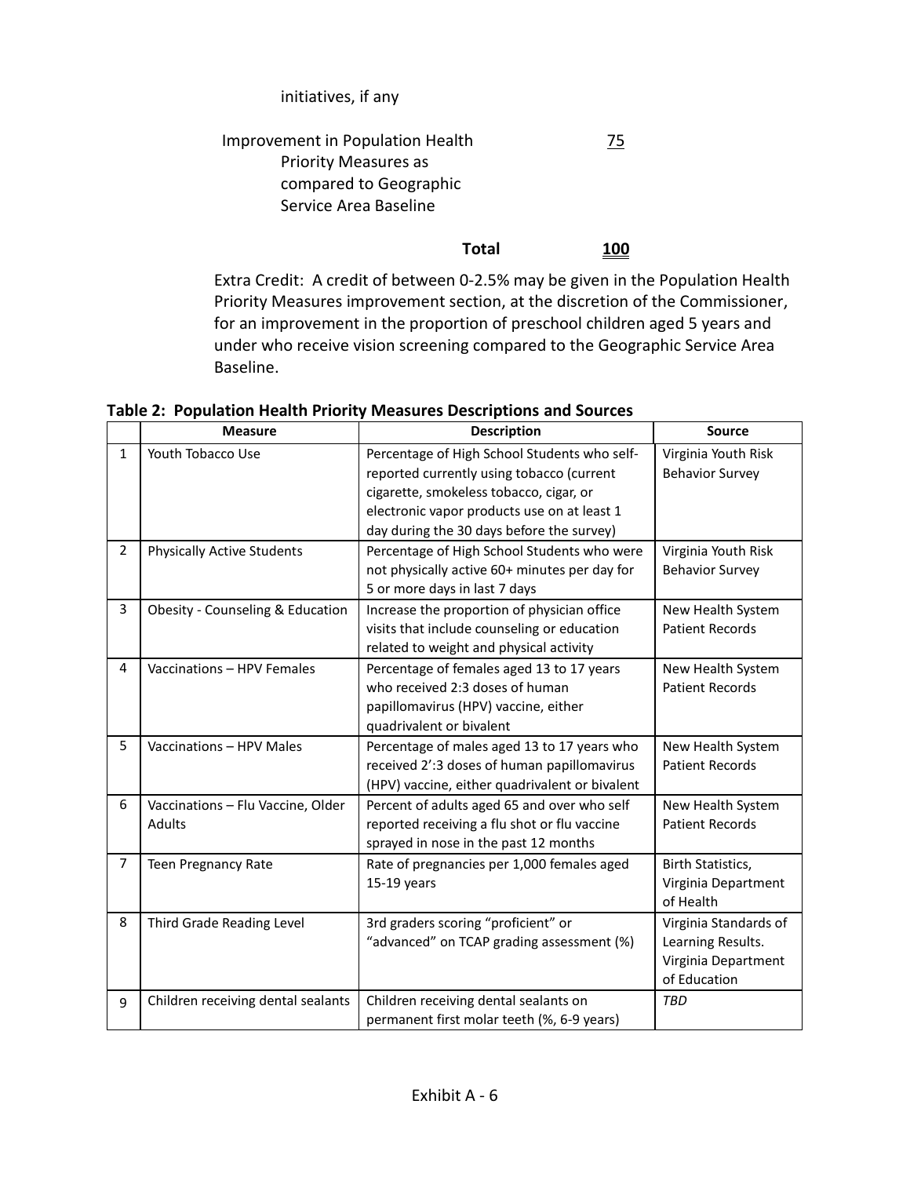initiatives, if any

| | |
|---|---|
| Improvement in Population Health Priority Measures as compared to Geographic Service Area Baseline | 75 |
| **Total** | **100** |

Extra Credit: A credit of between 0-2.5% may be given in the Population Health Priority Measures improvement section, at the discretion of the Commissioner, for an improvement in the proportion of preschool children aged 5 years and under who receive vision screening compared to the Geographic Service Area Baseline.

**Table 2: Population Health Priority Measures Descriptions and Sources**

| | Measure | Description | Source |
|---|---|---|---|
| 1 | Youth Tobacco Use | Percentage of High School Students who self-reported currently using tobacco (current cigarette, smokeless tobacco, cigar, or electronic vapor products use on at least 1 day during the 30 days before the survey) | Virginia Youth Risk Behavior Survey |
| 2 | Physically Active Students | Percentage of High School Students who were not physically active 60+ minutes per day for 5 or more days in last 7 days | Virginia Youth Risk Behavior Survey |
| 3 | Obesity - Counseling & Education | Increase the proportion of physician office visits that include counseling or education related to weight and physical activity | New Health System Patient Records |
| 4 | Vaccinations – HPV Females | Percentage of females aged 13 to 17 years who received 2:3 doses of human papillomavirus (HPV) vaccine, either quadrivalent or bivalent | New Health System Patient Records |
| 5 | Vaccinations – HPV Males | Percentage of males aged 13 to 17 years who received 2':3 doses of human papillomavirus (HPV) vaccine, either quadrivalent or bivalent | New Health System Patient Records |
| 6 | Vaccinations – Flu Vaccine, Older Adults | Percent of adults aged 65 and over who self reported receiving a flu shot or flu vaccine sprayed in nose in the past 12 months | New Health System Patient Records |
| 7 | Teen Pregnancy Rate | Rate of pregnancies per 1,000 females aged 15-19 years | Birth Statistics, Virginia Department of Health |
| 8 | Third Grade Reading Level | 3rd graders scoring "proficient" or "advanced" on TCAP grading assessment (%) | Virginia Standards of Learning Results. Virginia Department of Education |
| 9 | Children receiving dental sealants | Children receiving dental sealants on permanent first molar teeth (%, 6-9 years) | *TBD* |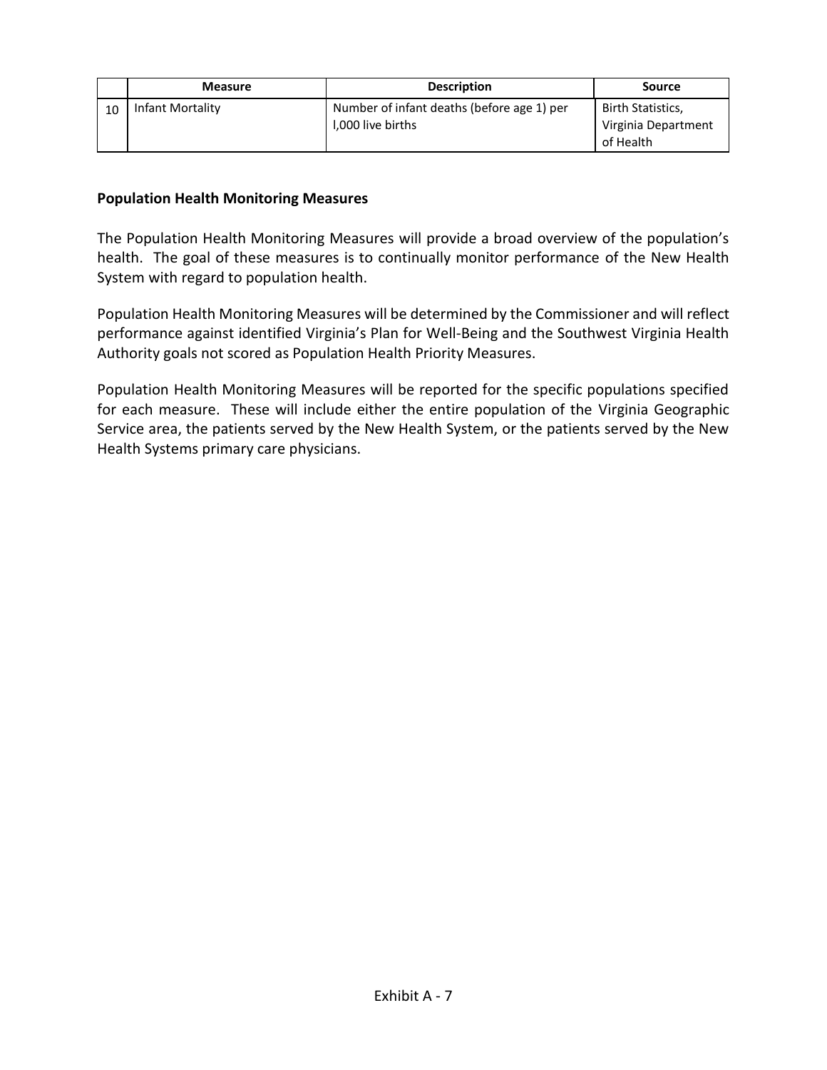|  | Measure | Description | Source |
| --- | --- | --- | --- |
| 10 | Infant Mortality | Number of infant deaths (before age 1) per l,000 live births | Birth Statistics, Virginia Department of Health |

**Population Health Monitoring Measures**

The Population Health Monitoring Measures will provide a broad overview of the population's health. The goal of these measures is to continually monitor performance of the New Health System with regard to population health.

Population Health Monitoring Measures will be determined by the Commissioner and will reflect performance against identified Virginia's Plan for Well-Being and the Southwest Virginia Health Authority goals not scored as Population Health Priority Measures.

Population Health Monitoring Measures will be reported for the specific populations specified for each measure. These will include either the entire population of the Virginia Geographic Service area, the patients served by the New Health System, or the patients served by the New Health Systems primary care physicians.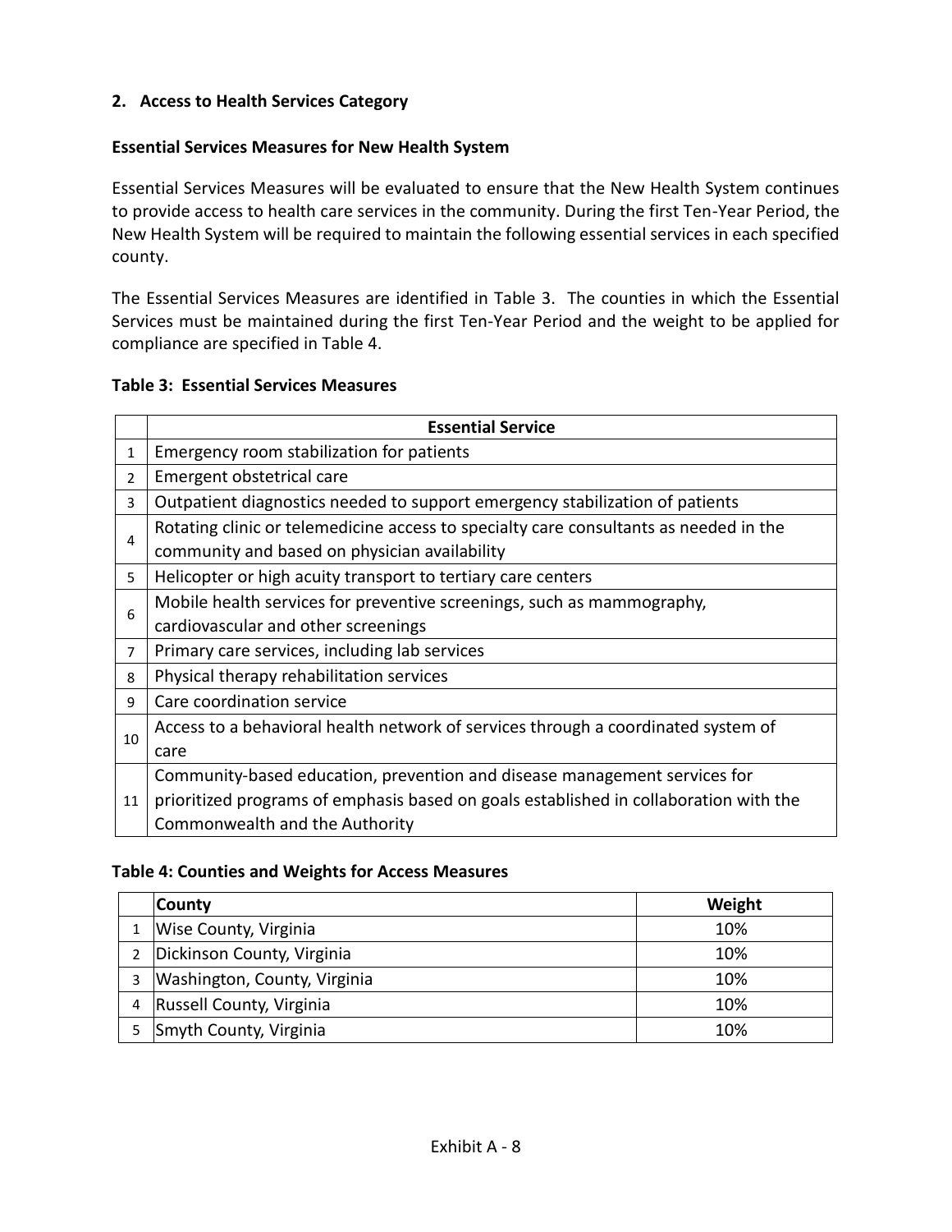## 2. Access to Health Services Category

### Essential Services Measures for New Health System

Essential Services Measures will be evaluated to ensure that the New Health System continues to provide access to health care services in the community. During the first Ten-Year Period, the New Health System will be required to maintain the following essential services in each specified county.

The Essential Services Measures are identified in Table 3. The counties in which the Essential Services must be maintained during the first Ten-Year Period and the weight to be applied for compliance are specified in Table 4.

**Table 3: Essential Services Measures**

| | Essential Service |
|---|---|
| 1 | Emergency room stabilization for patients |
| 2 | Emergent obstetrical care |
| 3 | Outpatient diagnostics needed to support emergency stabilization of patients |
| 4 | Rotating clinic or telemedicine access to specialty care consultants as needed in the community and based on physician availability |
| 5 | Helicopter or high acuity transport to tertiary care centers |
| 6 | Mobile health services for preventive screenings, such as mammography, cardiovascular and other screenings |
| 7 | Primary care services, including lab services |
| 8 | Physical therapy rehabilitation services |
| 9 | Care coordination service |
| 10 | Access to a behavioral health network of services through a coordinated system of care |
| 11 | Community-based education, prevention and disease management services for prioritized programs of emphasis based on goals established in collaboration with the Commonwealth and the Authority |

**Table 4: Counties and Weights for Access Measures**

| | County | Weight |
|---|---|---|
| 1 | Wise County, Virginia | 10% |
| 2 | Dickinson County, Virginia | 10% |
| 3 | Washington, County, Virginia | 10% |
| 4 | Russell County, Virginia | 10% |
| 5 | Smyth County, Virginia | 10% |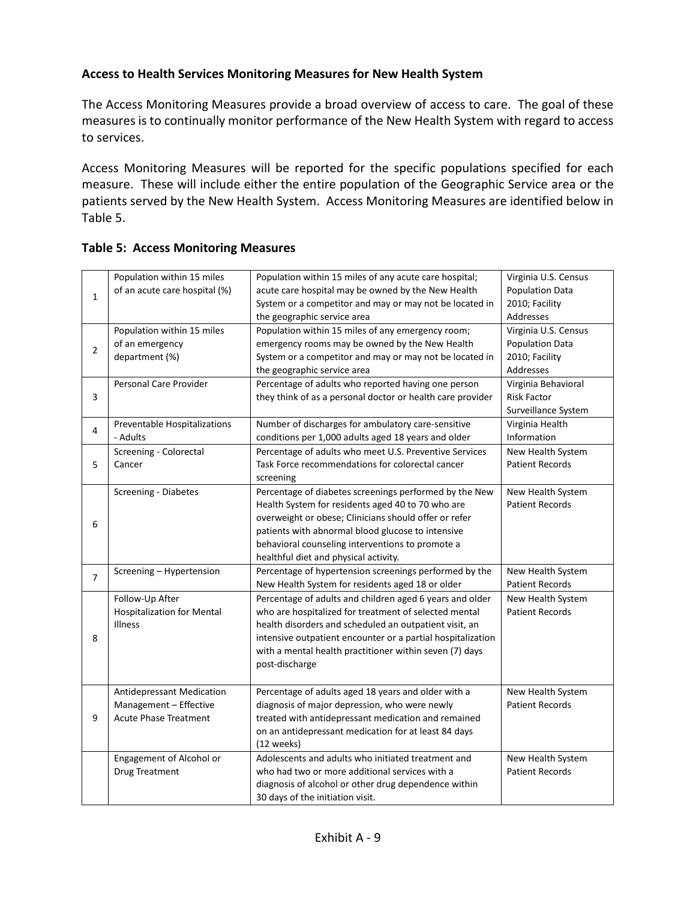**Access to Health Services Monitoring Measures for New Health System**

The Access Monitoring Measures provide a broad overview of access to care. The goal of these measures is to continually monitor performance of the New Health System with regard to access to services.

Access Monitoring Measures will be reported for the specific populations specified for each measure. These will include either the entire population of the Geographic Service area or the patients served by the New Health System. Access Monitoring Measures are identified below in Table 5.

**Table 5: Access Monitoring Measures**

| | | | |
|---|---|---|---|
| 1 | Population within 15 miles of an acute care hospital (%) | Population within 15 miles of any acute care hospital; acute care hospital may be owned by the New Health System or a competitor and may or may not be located in the geographic service area | Virginia U.S. Census Population Data 2010; Facility Addresses |
| 2 | Population within 15 miles of an emergency department (%) | Population within 15 miles of any emergency room; emergency rooms may be owned by the New Health System or a competitor and may or may not be located in the geographic service area | Virginia U.S. Census Population Data 2010; Facility Addresses |
| 3 | Personal Care Provider | Percentage of adults who reported having one person they think of as a personal doctor or health care provider | Virginia Behavioral Risk Factor Surveillance System |
| 4 | Preventable Hospitalizations - Adults | Number of discharges for ambulatory care-sensitive conditions per 1,000 adults aged 18 years and older | Virginia Health Information |
| 5 | Screening - Colorectal Cancer | Percentage of adults who meet U.S. Preventive Services Task Force recommendations for colorectal cancer screening | New Health System Patient Records |
| 6 | Screening - Diabetes | Percentage of diabetes screenings performed by the New Health System for residents aged 40 to 70 who are overweight or obese; Clinicians should offer or refer patients with abnormal blood glucose to intensive behavioral counseling interventions to promote a healthful diet and physical activity. | New Health System Patient Records |
| 7 | Screening – Hypertension | Percentage of hypertension screenings performed by the New Health System for residents aged 18 or older | New Health System Patient Records |
| 8 | Follow-Up After Hospitalization for Mental Illness | Percentage of adults and children aged 6 years and older who are hospitalized for treatment of selected mental health disorders and scheduled an outpatient visit, an intensive outpatient encounter or a partial hospitalization with a mental health practitioner within seven (7) days post-discharge | New Health System Patient Records |
| 9 | Antidepressant Medication Management – Effective Acute Phase Treatment | Percentage of adults aged 18 years and older with a diagnosis of major depression, who were newly treated with antidepressant medication and remained on an antidepressant medication for at least 84 days (12 weeks) | New Health System Patient Records |
| | Engagement of Alcohol or Drug Treatment | Adolescents and adults who initiated treatment and who had two or more additional services with a diagnosis of alcohol or other drug dependence within 30 days of the initiation visit. | New Health System Patient Records |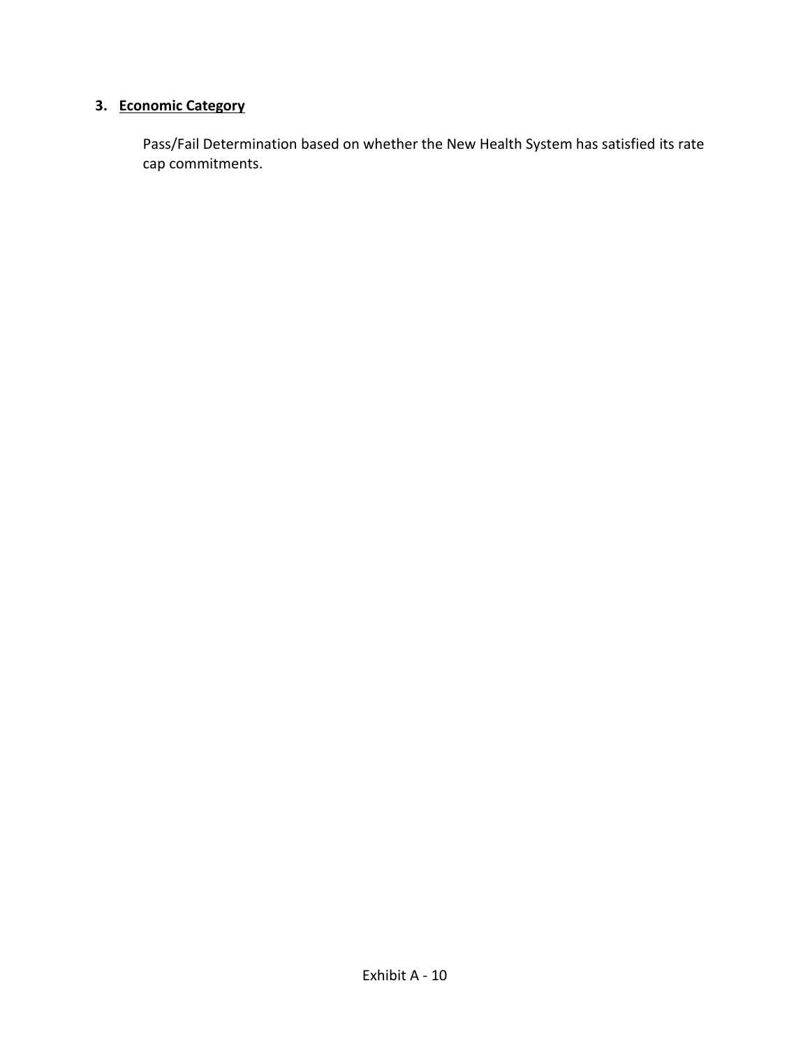### 3. Economic Category

Pass/Fail Determination based on whether the New Health System has satisfied its rate cap commitments.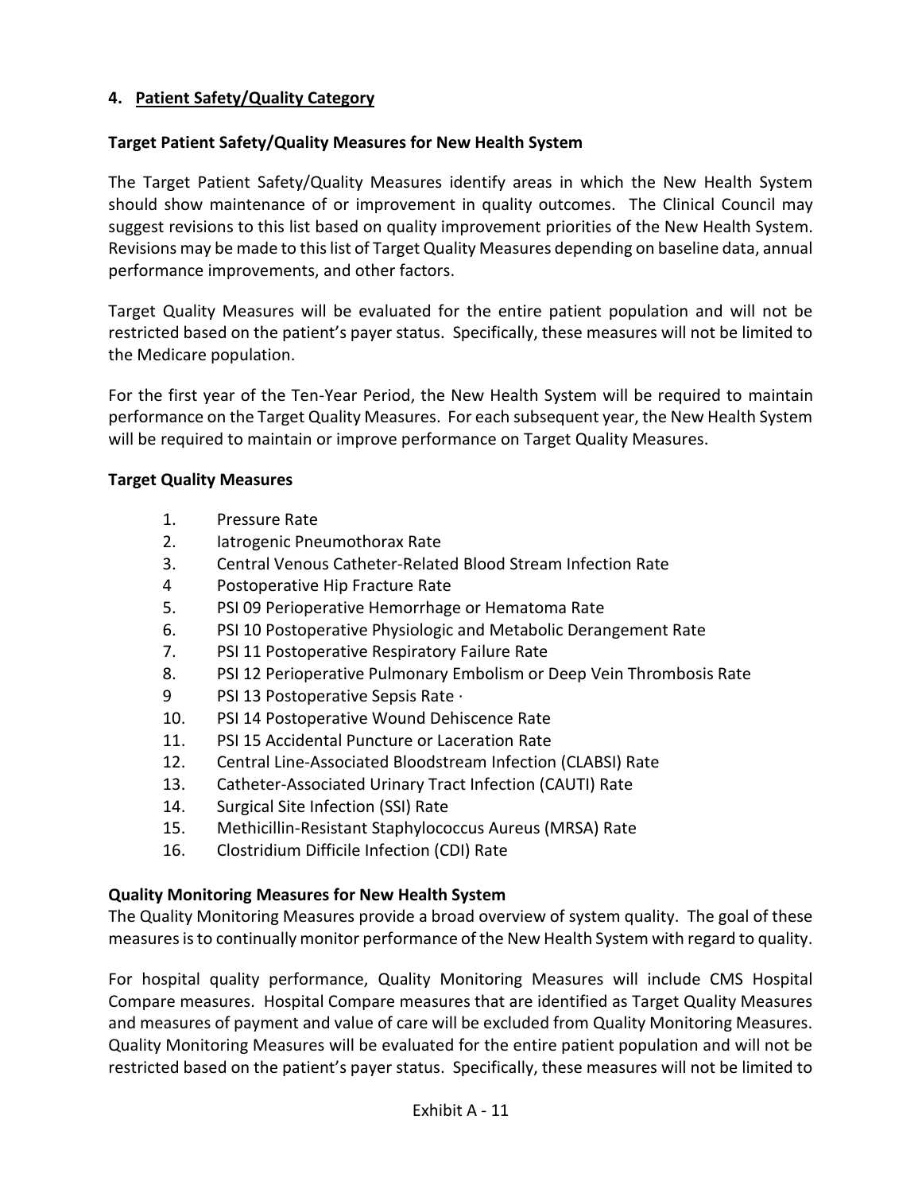## 4. <u>Patient Safety/Quality Category</u>

### Target Patient Safety/Quality Measures for New Health System

The Target Patient Safety/Quality Measures identify areas in which the New Health System should show maintenance of or improvement in quality outcomes. The Clinical Council may suggest revisions to this list based on quality improvement priorities of the New Health System. Revisions may be made to this list of Target Quality Measures depending on baseline data, annual performance improvements, and other factors.

Target Quality Measures will be evaluated for the entire patient population and will not be restricted based on the patient's payer status. Specifically, these measures will not be limited to the Medicare population.

For the first year of the Ten-Year Period, the New Health System will be required to maintain performance on the Target Quality Measures. For each subsequent year, the New Health System will be required to maintain or improve performance on Target Quality Measures.

### Target Quality Measures

1. Pressure Rate
2. Iatrogenic Pneumothorax Rate
3. Central Venous Catheter-Related Blood Stream Infection Rate
4. Postoperative Hip Fracture Rate
5. PSI 09 Perioperative Hemorrhage or Hematoma Rate
6. PSI 10 Postoperative Physiologic and Metabolic Derangement Rate
7. PSI 11 Postoperative Respiratory Failure Rate
8. PSI 12 Perioperative Pulmonary Embolism or Deep Vein Thrombosis Rate
9. PSI 13 Postoperative Sepsis Rate ·
10. PSI 14 Postoperative Wound Dehiscence Rate
11. PSI 15 Accidental Puncture or Laceration Rate
12. Central Line-Associated Bloodstream Infection (CLABSI) Rate
13. Catheter-Associated Urinary Tract Infection (CAUTI) Rate
14. Surgical Site Infection (SSI) Rate
15. Methicillin-Resistant Staphylococcus Aureus (MRSA) Rate
16. Clostridium Difficile Infection (CDI) Rate

### Quality Monitoring Measures for New Health System

The Quality Monitoring Measures provide a broad overview of system quality. The goal of these measures is to continually monitor performance of the New Health System with regard to quality.

For hospital quality performance, Quality Monitoring Measures will include CMS Hospital Compare measures. Hospital Compare measures that are identified as Target Quality Measures and measures of payment and value of care will be excluded from Quality Monitoring Measures. Quality Monitoring Measures will be evaluated for the entire patient population and will not be restricted based on the patient's payer status. Specifically, these measures will not be limited to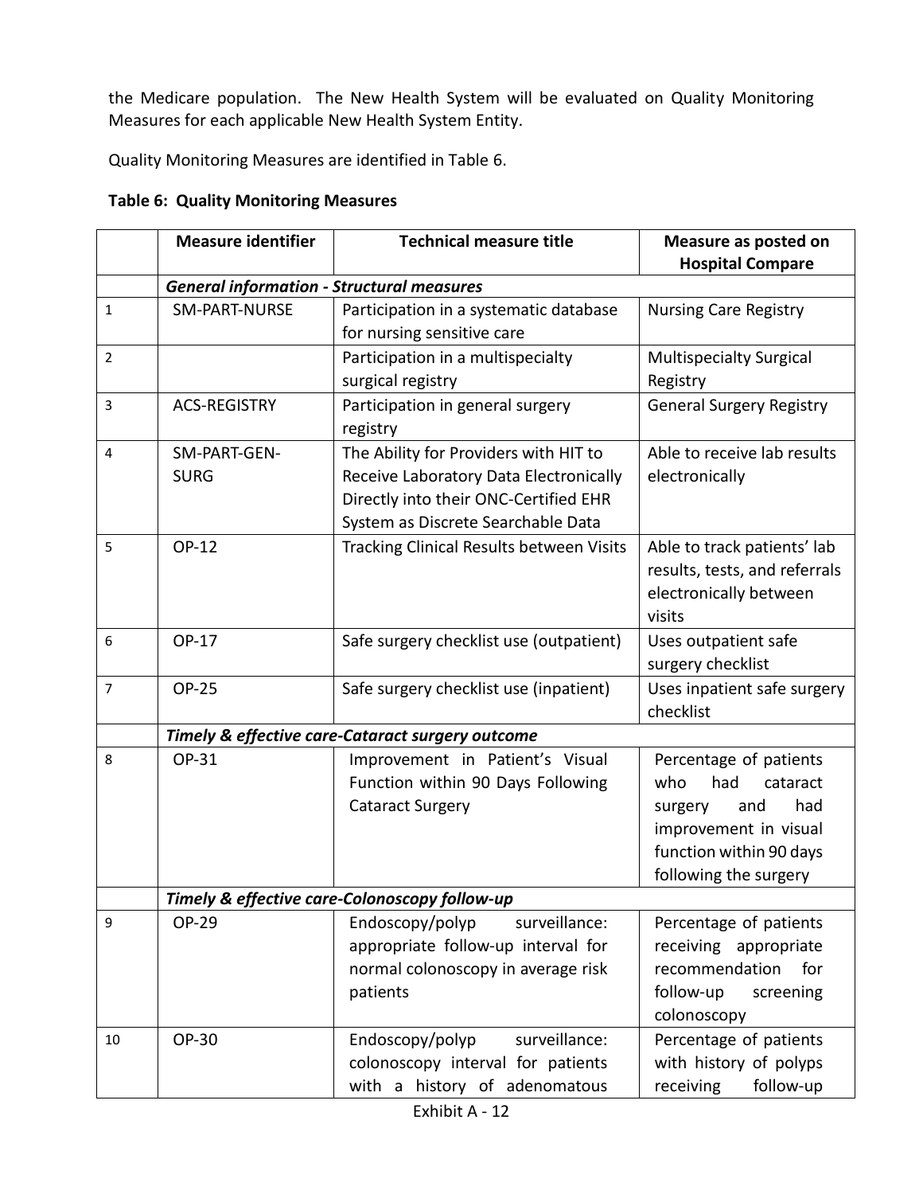the Medicare population. The New Health System will be evaluated on Quality Monitoring Measures for each applicable New Health System Entity.

Quality Monitoring Measures are identified in Table 6.

**Table 6: Quality Monitoring Measures**

| | Measure identifier | Technical measure title | Measure as posted on Hospital Compare |
|---|---|---|---|
| | ***General information - Structural measures*** | | |
| 1 | SM-PART-NURSE | Participation in a systematic database for nursing sensitive care | Nursing Care Registry |
| 2 | | Participation in a multispecialty surgical registry | Multispecialty Surgical Registry |
| 3 | ACS-REGISTRY | Participation in general surgery registry | General Surgery Registry |
| 4 | SM-PART-GEN-SURG | The Ability for Providers with HIT to Receive Laboratory Data Electronically Directly into their ONC-Certified EHR System as Discrete Searchable Data | Able to receive lab results electronically |
| 5 | OP-12 | Tracking Clinical Results between Visits | Able to track patients' lab results, tests, and referrals electronically between visits |
| 6 | OP-17 | Safe surgery checklist use (outpatient) | Uses outpatient safe surgery checklist |
| 7 | OP-25 | Safe surgery checklist use (inpatient) | Uses inpatient safe surgery checklist |
| | ***Timely & effective care-Cataract surgery outcome*** | | |
| 8 | OP-31 | Improvement in Patient's Visual Function within 90 Days Following Cataract Surgery | Percentage of patients who had cataract surgery and had improvement in visual function within 90 days following the surgery |
| | ***Timely & effective care-Colonoscopy follow-up*** | | |
| 9 | OP-29 | Endoscopy/polyp surveillance: appropriate follow-up interval for normal colonoscopy in average risk patients | Percentage of patients receiving appropriate recommendation for follow-up screening colonoscopy |
| 10 | OP-30 | Endoscopy/polyp surveillance: colonoscopy interval for patients with a history of adenomatous | Percentage of patients with history of polyps receiving follow-up |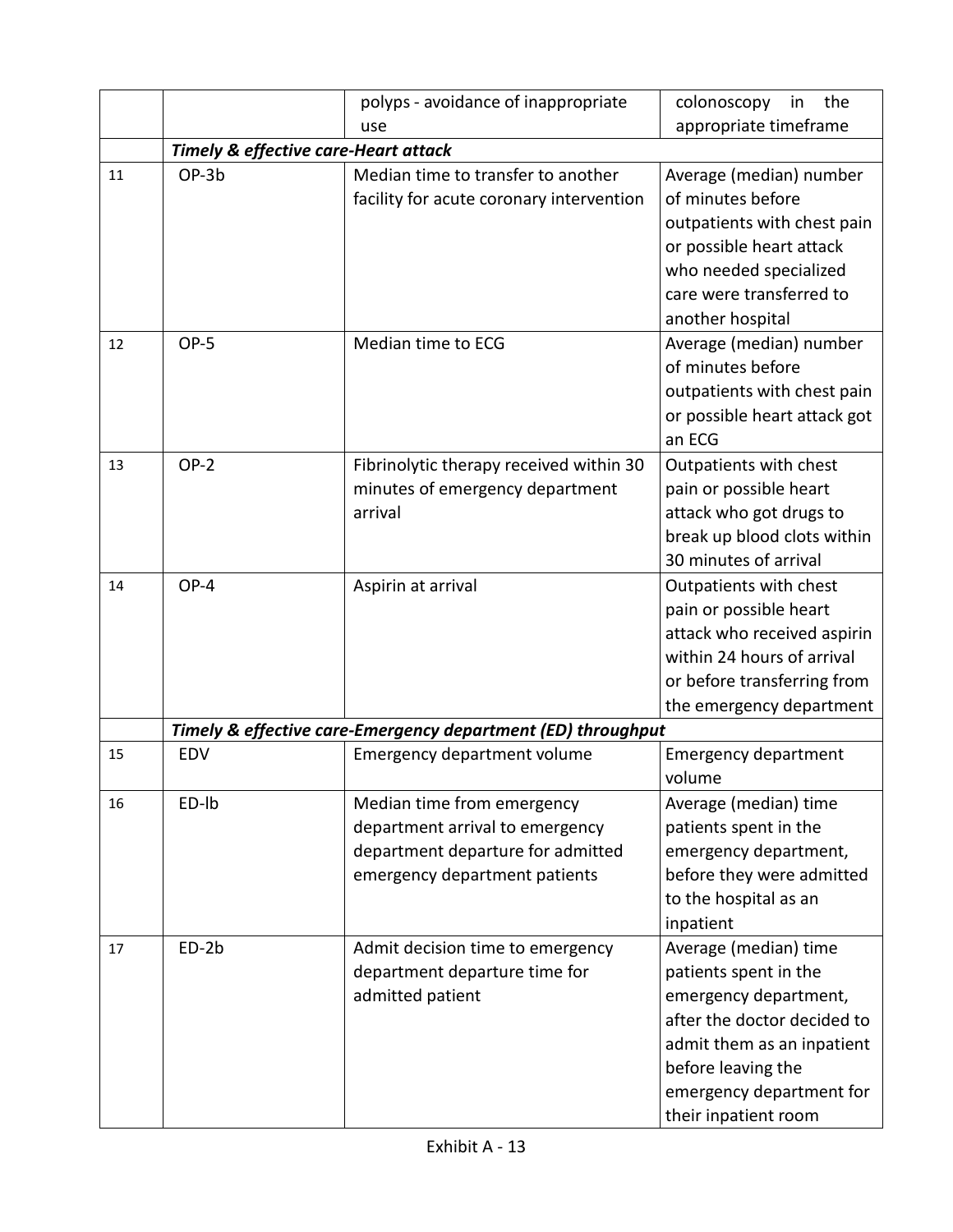|  |  |  |  |
| --- | --- | --- | --- |
|  |  | polyps - avoidance of inappropriate use | colonoscopy in the appropriate timeframe |
|  | ***Timely & effective care-Heart attack*** |  |  |
| 11 | OP-3b | Median time to transfer to another facility for acute coronary intervention | Average (median) number of minutes before outpatients with chest pain or possible heart attack who needed specialized care were transferred to another hospital |
| 12 | OP-5 | Median time to ECG | Average (median) number of minutes before outpatients with chest pain or possible heart attack got an ECG |
| 13 | OP-2 | Fibrinolytic therapy received within 30 minutes of emergency department arrival | Outpatients with chest pain or possible heart attack who got drugs to break up blood clots within 30 minutes of arrival |
| 14 | OP-4 | Aspirin at arrival | Outpatients with chest pain or possible heart attack who received aspirin within 24 hours of arrival or before transferring from the emergency department |
|  | ***Timely & effective care-Emergency department (ED) throughput*** |  |  |
| 15 | EDV | Emergency department volume | Emergency department volume |
| 16 | ED-lb | Median time from emergency department arrival to emergency department departure for admitted emergency department patients | Average (median) time patients spent in the emergency department, before they were admitted to the hospital as an inpatient |
| 17 | ED-2b | Admit decision time to emergency department departure time for admitted patient | Average (median) time patients spent in the emergency department, after the doctor decided to admit them as an inpatient before leaving the emergency department for their inpatient room |

Exhibit A - 13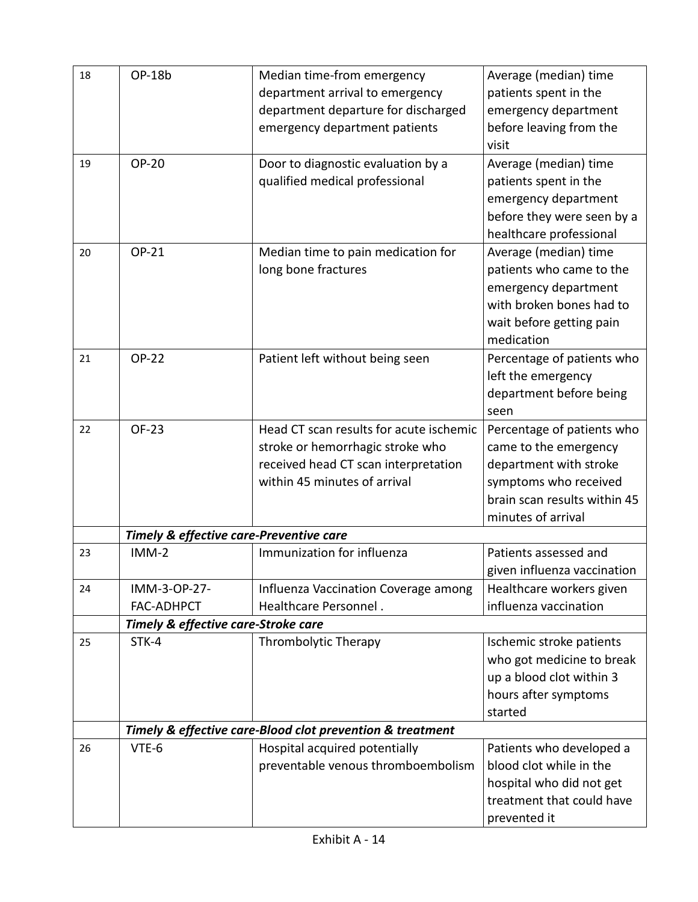| | | | |
|---|---|---|---|
| 18 | OP-18b | Median time-from emergency department arrival to emergency department departure for discharged emergency department patients | Average (median) time patients spent in the emergency department before leaving from the visit |
| 19 | OP-20 | Door to diagnostic evaluation by a qualified medical professional | Average (median) time patients spent in the emergency department before they were seen by a healthcare professional |
| 20 | OP-21 | Median time to pain medication for long bone fractures | Average (median) time patients who came to the emergency department with broken bones had to wait before getting pain medication |
| 21 | OP-22 | Patient left without being seen | Percentage of patients who left the emergency department before being seen |
| 22 | OF-23 | Head CT scan results for acute ischemic stroke or hemorrhagic stroke who received head CT scan interpretation within 45 minutes of arrival | Percentage of patients who came to the emergency department with stroke symptoms who received brain scan results within 45 minutes of arrival |
| | ***Timely & effective care-Preventive care*** | | |
| 23 | IMM-2 | Immunization for influenza | Patients assessed and given influenza vaccination |
| 24 | IMM-3-OP-27-FAC-ADHPCT | Influenza Vaccination Coverage among Healthcare Personnel . | Healthcare workers given influenza vaccination |
| | ***Timely & effective care-Stroke care*** | | |
| 25 | STK-4 | Thrombolytic Therapy | Ischemic stroke patients who got medicine to break up a blood clot within 3 hours after symptoms started |
| | ***Timely & effective care-Blood clot prevention & treatment*** | | |
| 26 | VTE-6 | Hospital acquired potentially preventable venous thromboembolism | Patients who developed a blood clot while in the hospital who did not get treatment that could have prevented it |

Exhibit A - 14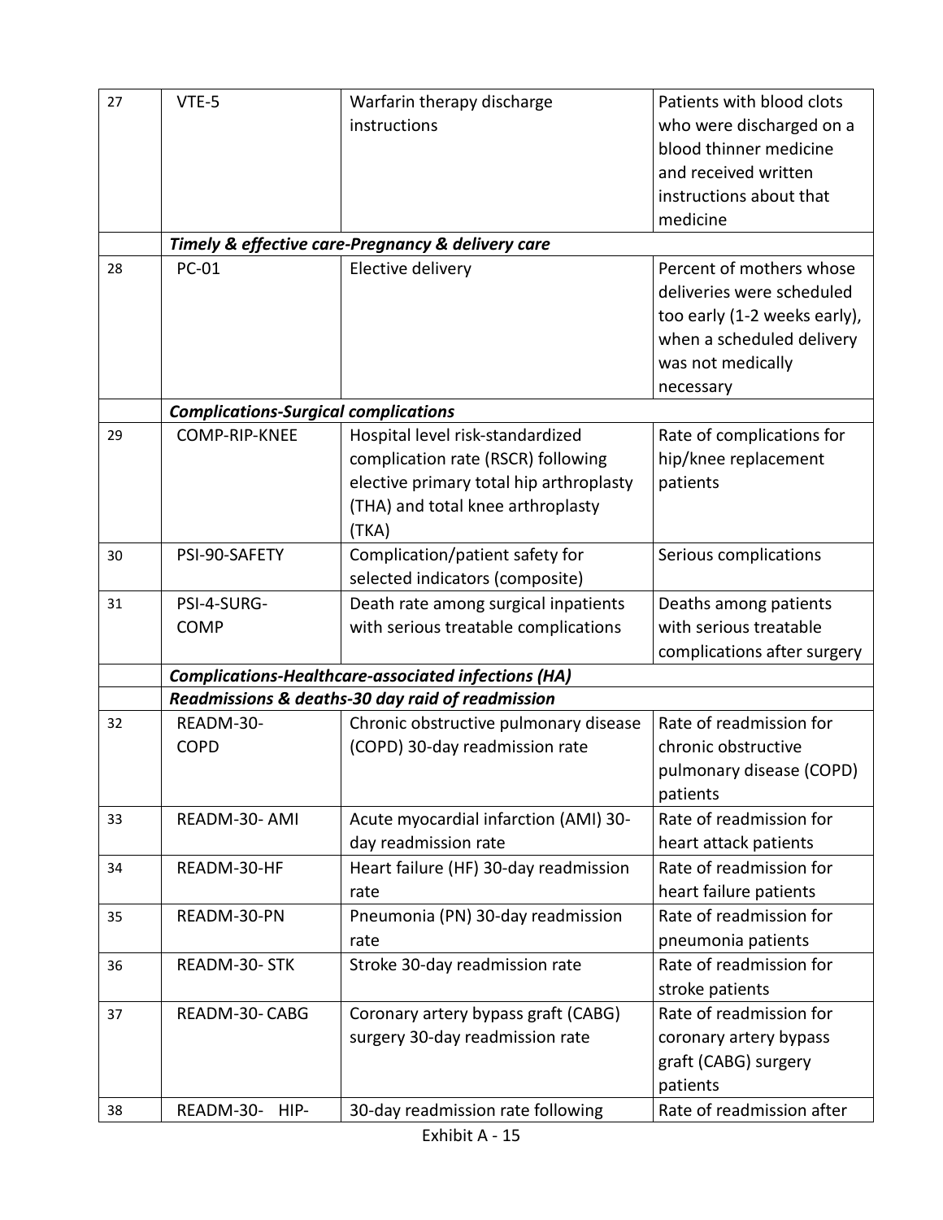| | | | |
|---|---|---|---|
| 27 | VTE-5 | Warfarin therapy discharge instructions | Patients with blood clots who were discharged on a blood thinner medicine and received written instructions about that medicine |
| | ***Timely & effective care-Pregnancy & delivery care*** | | |
| 28 | PC-01 | Elective delivery | Percent of mothers whose deliveries were scheduled too early (1-2 weeks early), when a scheduled delivery was not medically necessary |
| | ***Complications-Surgical complications*** | | |
| 29 | COMP-RIP-KNEE | Hospital level risk-standardized complication rate (RSCR) following elective primary total hip arthroplasty (THA) and total knee arthroplasty (TKA) | Rate of complications for hip/knee replacement patients |
| 30 | PSI-90-SAFETY | Complication/patient safety for selected indicators (composite) | Serious complications |
| 31 | PSI-4-SURG-COMP | Death rate among surgical inpatients with serious treatable complications | Deaths among patients with serious treatable complications after surgery |
| | ***Complications-Healthcare-associated infections (HA)*** | | |
| | ***Readmissions & deaths-30 day raid of readmission*** | | |
| 32 | READM-30-COPD | Chronic obstructive pulmonary disease (COPD) 30-day readmission rate | Rate of readmission for chronic obstructive pulmonary disease (COPD) patients |
| 33 | READM-30- AMI | Acute myocardial infarction (AMI) 30-day readmission rate | Rate of readmission for heart attack patients |
| 34 | READM-30-HF | Heart failure (HF) 30-day readmission rate | Rate of readmission for heart failure patients |
| 35 | READM-30-PN | Pneumonia (PN) 30-day readmission rate | Rate of readmission for pneumonia patients |
| 36 | READM-30- STK | Stroke 30-day readmission rate | Rate of readmission for stroke patients |
| 37 | READM-30- CABG | Coronary artery bypass graft (CABG) surgery 30-day readmission rate | Rate of readmission for coronary artery bypass graft (CABG) surgery patients |
| 38 | READM-30- HIP- | 30-day readmission rate following | Rate of readmission after |

Exhibit A - 15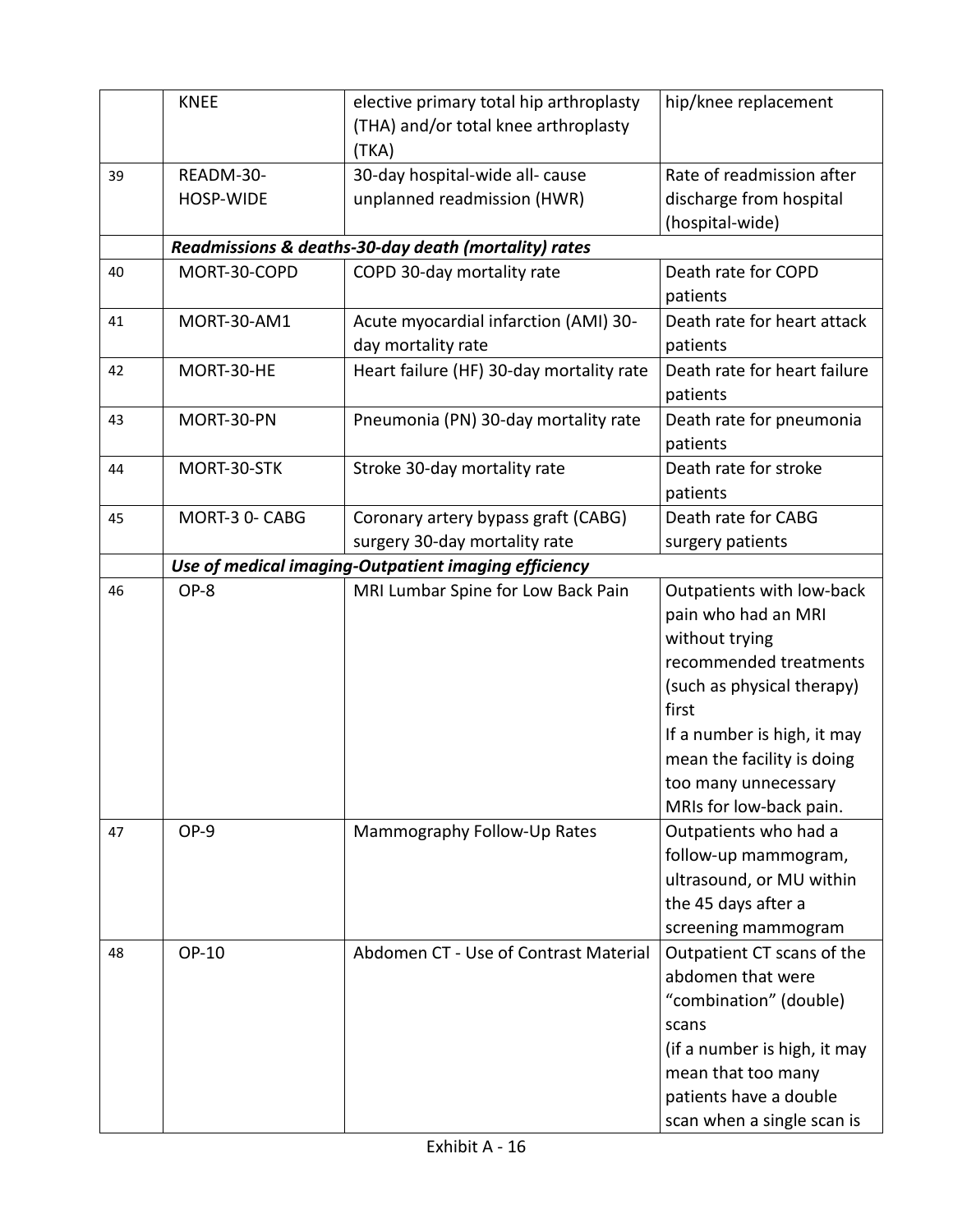| | | | |
|---|---|---|---|
| | KNEE | elective primary total hip arthroplasty (THA) and/or total knee arthroplasty (TKA) | hip/knee replacement |
| 39 | READM-30-HOSP-WIDE | 30-day hospital-wide all- cause unplanned readmission (HWR) | Rate of readmission after discharge from hospital (hospital-wide) |
| | ***Readmissions & deaths-30-day death (mortality) rates*** | | |
| 40 | MORT-30-COPD | COPD 30-day mortality rate | Death rate for COPD patients |
| 41 | MORT-30-AM1 | Acute myocardial infarction (AMI) 30-day mortality rate | Death rate for heart attack patients |
| 42 | MORT-30-HE | Heart failure (HF) 30-day mortality rate | Death rate for heart failure patients |
| 43 | MORT-30-PN | Pneumonia (PN) 30-day mortality rate | Death rate for pneumonia patients |
| 44 | MORT-30-STK | Stroke 30-day mortality rate | Death rate for stroke patients |
| 45 | MORT-3 0- CABG | Coronary artery bypass graft (CABG) surgery 30-day mortality rate | Death rate for CABG surgery patients |
| | ***Use of medical imaging-Outpatient imaging efficiency*** | | |
| 46 | OP-8 | MRI Lumbar Spine for Low Back Pain | Outpatients with low-back pain who had an MRI without trying recommended treatments (such as physical therapy) first<br>If a number is high, it may mean the facility is doing too many unnecessary MRIs for low-back pain. |
| 47 | OP-9 | Mammography Follow-Up Rates | Outpatients who had a follow-up mammogram, ultrasound, or MU within the 45 days after a screening mammogram |
| 48 | OP-10 | Abdomen CT - Use of Contrast Material | Outpatient CT scans of the abdomen that were "combination" (double) scans<br>(if a number is high, it may mean that too many patients have a double scan when a single scan is |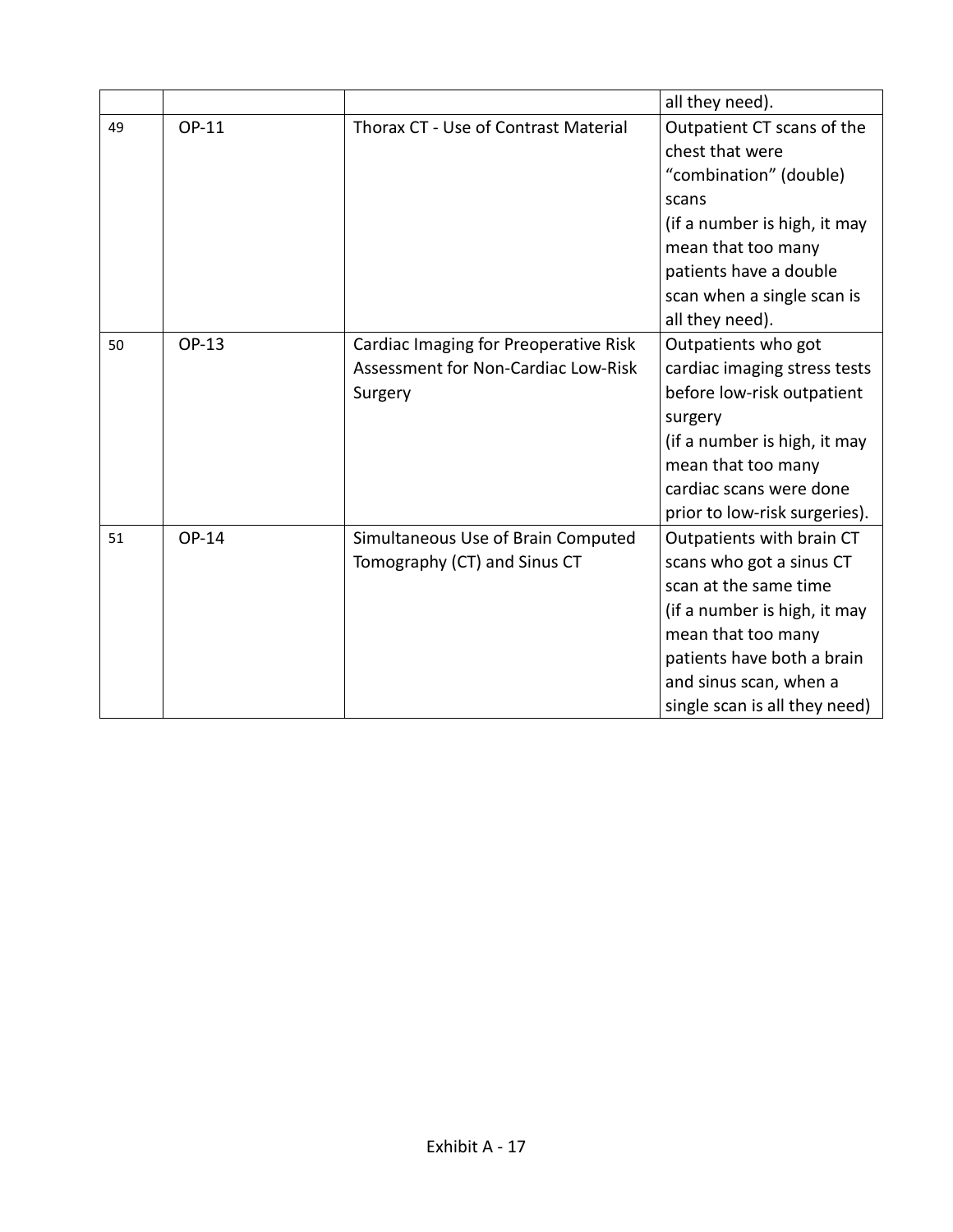| | | | all they need). |
|---|---|---|---|
| 49 | OP-11 | Thorax CT - Use of Contrast Material | Outpatient CT scans of the chest that were "combination" (double) scans (if a number is high, it may mean that too many patients have a double scan when a single scan is all they need). |
| 50 | OP-13 | Cardiac Imaging for Preoperative Risk Assessment for Non-Cardiac Low-Risk Surgery | Outpatients who got cardiac imaging stress tests before low-risk outpatient surgery (if a number is high, it may mean that too many cardiac scans were done prior to low-risk surgeries). |
| 51 | OP-14 | Simultaneous Use of Brain Computed Tomography (CT) and Sinus CT | Outpatients with brain CT scans who got a sinus CT scan at the same time (if a number is high, it may mean that too many patients have both a brain and sinus scan, when a single scan is all they need) |

Exhibit A - 17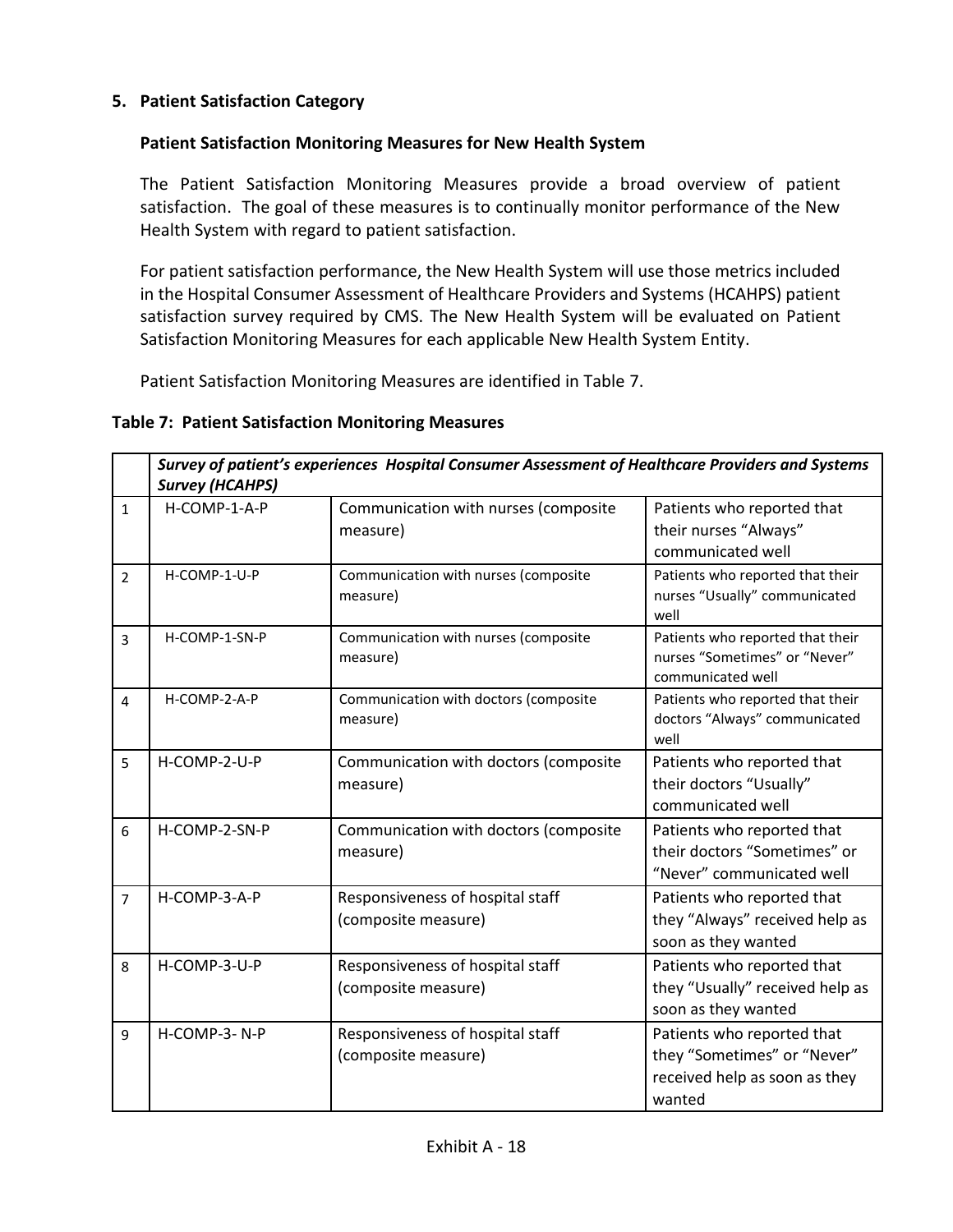### 5. Patient Satisfaction Category

**Patient Satisfaction Monitoring Measures for New Health System**

The Patient Satisfaction Monitoring Measures provide a broad overview of patient satisfaction. The goal of these measures is to continually monitor performance of the New Health System with regard to patient satisfaction.

For patient satisfaction performance, the New Health System will use those metrics included in the Hospital Consumer Assessment of Healthcare Providers and Systems (HCAHPS) patient satisfaction survey required by CMS. The New Health System will be evaluated on Patient Satisfaction Monitoring Measures for each applicable New Health System Entity.

Patient Satisfaction Monitoring Measures are identified in Table 7.

**Table 7: Patient Satisfaction Monitoring Measures**

| | ***Survey of patient's experiences Hospital Consumer Assessment of Healthcare Providers and Systems Survey (HCAHPS)*** | | |
|---|---|---|---|
| 1 | H-COMP-1-A-P | Communication with nurses (composite measure) | Patients who reported that their nurses "Always" communicated well |
| 2 | H-COMP-1-U-P | Communication with nurses (composite measure) | Patients who reported that their nurses "Usually" communicated well |
| 3 | H-COMP-1-SN-P | Communication with nurses (composite measure) | Patients who reported that their nurses "Sometimes" or "Never" communicated well |
| 4 | H-COMP-2-A-P | Communication with doctors (composite measure) | Patients who reported that their doctors "Always" communicated well |
| 5 | H-COMP-2-U-P | Communication with doctors (composite measure) | Patients who reported that their doctors "Usually" communicated well |
| 6 | H-COMP-2-SN-P | Communication with doctors (composite measure) | Patients who reported that their doctors "Sometimes" or "Never" communicated well |
| 7 | H-COMP-3-A-P | Responsiveness of hospital staff (composite measure) | Patients who reported that they "Always" received help as soon as they wanted |
| 8 | H-COMP-3-U-P | Responsiveness of hospital staff (composite measure) | Patients who reported that they "Usually" received help as soon as they wanted |
| 9 | H-COMP-3- N-P | Responsiveness of hospital staff (composite measure) | Patients who reported that they "Sometimes" or "Never" received help as soon as they wanted |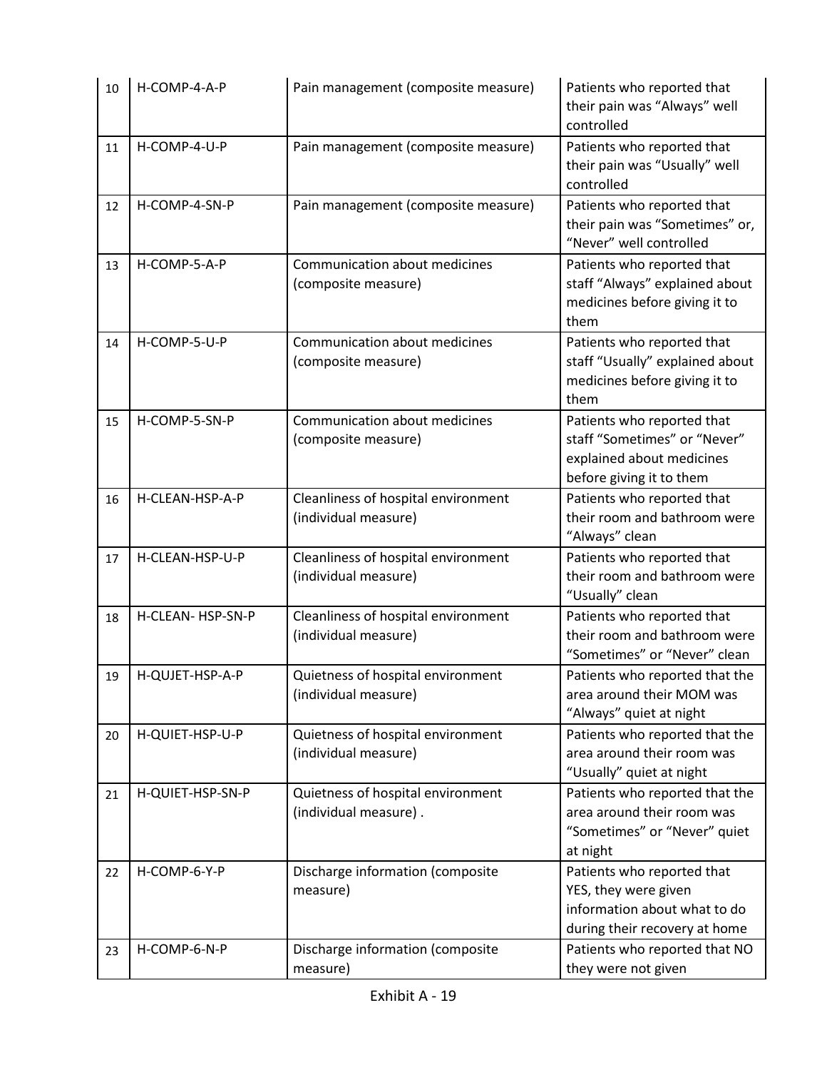| 10 | H-COMP-4-A-P | Pain management (composite measure) | Patients who reported that their pain was “Always” well controlled |
|---|---|---|---|
| 11 | H-COMP-4-U-P | Pain management (composite measure) | Patients who reported that their pain was “Usually” well controlled |
| 12 | H-COMP-4-SN-P | Pain management (composite measure) | Patients who reported that their pain was “Sometimes” or, “Never” well controlled |
| 13 | H-COMP-5-A-P | Communication about medicines (composite measure) | Patients who reported that staff “Always” explained about medicines before giving it to them |
| 14 | H-COMP-5-U-P | Communication about medicines (composite measure) | Patients who reported that staff “Usually” explained about medicines before giving it to them |
| 15 | H-COMP-5-SN-P | Communication about medicines (composite measure) | Patients who reported that staff “Sometimes” or “Never” explained about medicines before giving it to them |
| 16 | H-CLEAN-HSP-A-P | Cleanliness of hospital environment (individual measure) | Patients who reported that their room and bathroom were “Always” clean |
| 17 | H-CLEAN-HSP-U-P | Cleanliness of hospital environment (individual measure) | Patients who reported that their room and bathroom were “Usually” clean |
| 18 | H-CLEAN- HSP-SN-P | Cleanliness of hospital environment (individual measure) | Patients who reported that their room and bathroom were “Sometimes” or “Never” clean |
| 19 | H-QUJET-HSP-A-P | Quietness of hospital environment (individual measure) | Patients who reported that the area around their MOM was “Always” quiet at night |
| 20 | H-QUIET-HSP-U-P | Quietness of hospital environment (individual measure) | Patients who reported that the area around their room was “Usually” quiet at night |
| 21 | H-QUIET-HSP-SN-P | Quietness of hospital environment (individual measure) . | Patients who reported that the area around their room was “Sometimes” or “Never” quiet at night |
| 22 | H-COMP-6-Y-P | Discharge information (composite measure) | Patients who reported that YES, they were given information about what to do during their recovery at home |
| 23 | H-COMP-6-N-P | Discharge information (composite measure) | Patients who reported that NO they were not given |

Exhibit A - 19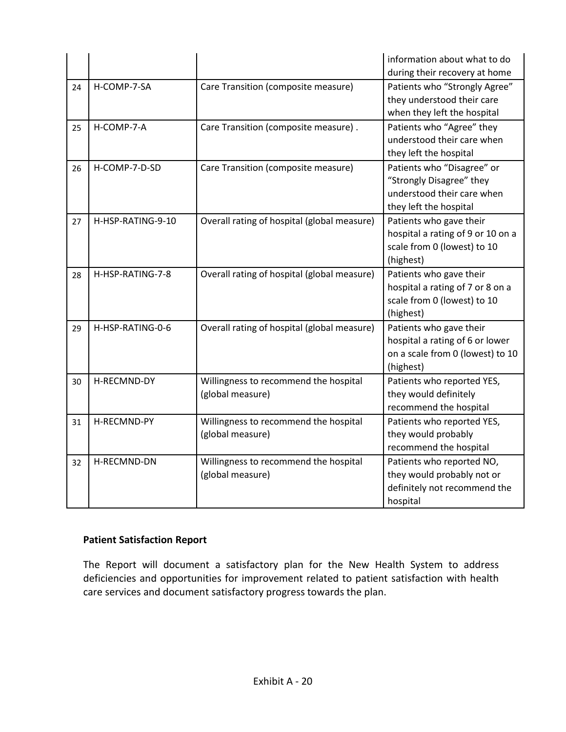| | | | |
|---|---|---|---|
| | | | information about what to do during their recovery at home |
| 24 | H-COMP-7-SA | Care Transition (composite measure) | Patients who “Strongly Agree” they understood their care when they left the hospital |
| 25 | H-COMP-7-A | Care Transition (composite measure) . | Patients who “Agree” they understood their care when they left the hospital |
| 26 | H-COMP-7-D-SD | Care Transition (composite measure) | Patients who “Disagree” or “Strongly Disagree” they understood their care when they left the hospital |
| 27 | H-HSP-RATING-9-10 | Overall rating of hospital (global measure) | Patients who gave their hospital a rating of 9 or 10 on a scale from 0 (lowest) to 10 (highest) |
| 28 | H-HSP-RATING-7-8 | Overall rating of hospital (global measure) | Patients who gave their hospital a rating of 7 or 8 on a scale from 0 (lowest) to 10 (highest) |
| 29 | H-HSP-RATING-0-6 | Overall rating of hospital (global measure) | Patients who gave their hospital a rating of 6 or lower on a scale from 0 (lowest) to 10 (highest) |
| 30 | H-RECMND-DY | Willingness to recommend the hospital (global measure) | Patients who reported YES, they would definitely recommend the hospital |
| 31 | H-RECMND-PY | Willingness to recommend the hospital (global measure) | Patients who reported YES, they would probably recommend the hospital |
| 32 | H-RECMND-DN | Willingness to recommend the hospital (global measure) | Patients who reported NO, they would probably not or definitely not recommend the hospital |

**Patient Satisfaction Report**

The Report will document a satisfactory plan for the New Health System to address deficiencies and opportunities for improvement related to patient satisfaction with health care services and document satisfactory progress towards the plan.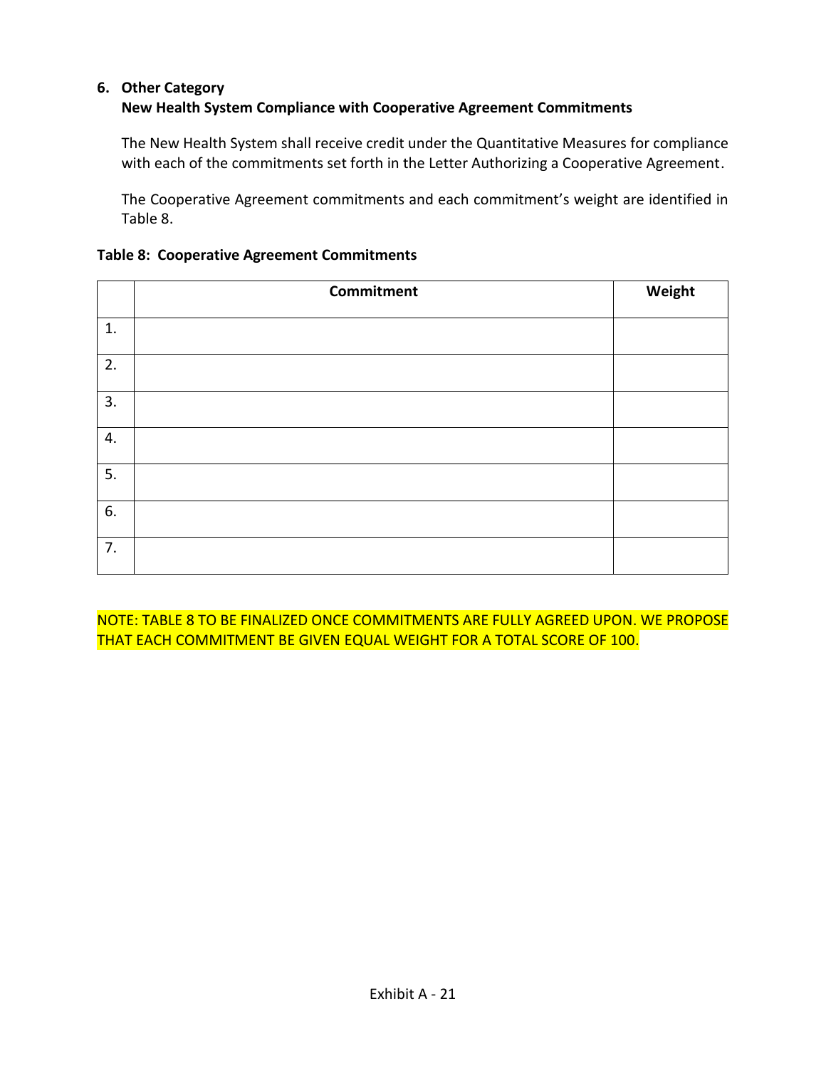## 6. Other Category

### New Health System Compliance with Cooperative Agreement Commitments

The New Health System shall receive credit under the Quantitative Measures for compliance with each of the commitments set forth in the Letter Authorizing a Cooperative Agreement.

The Cooperative Agreement commitments and each commitment's weight are identified in Table 8.

**Table 8: Cooperative Agreement Commitments**

| | Commitment | Weight |
|---|---|---|
| 1. | | |
| 2. | | |
| 3. | | |
| 4. | | |
| 5. | | |
| 6. | | |
| 7. | | |

NOTE: TABLE 8 TO BE FINALIZED ONCE COMMITMENTS ARE FULLY AGREED UPON. WE PROPOSE THAT EACH COMMITMENT BE GIVEN EQUAL WEIGHT FOR A TOTAL SCORE OF 100.